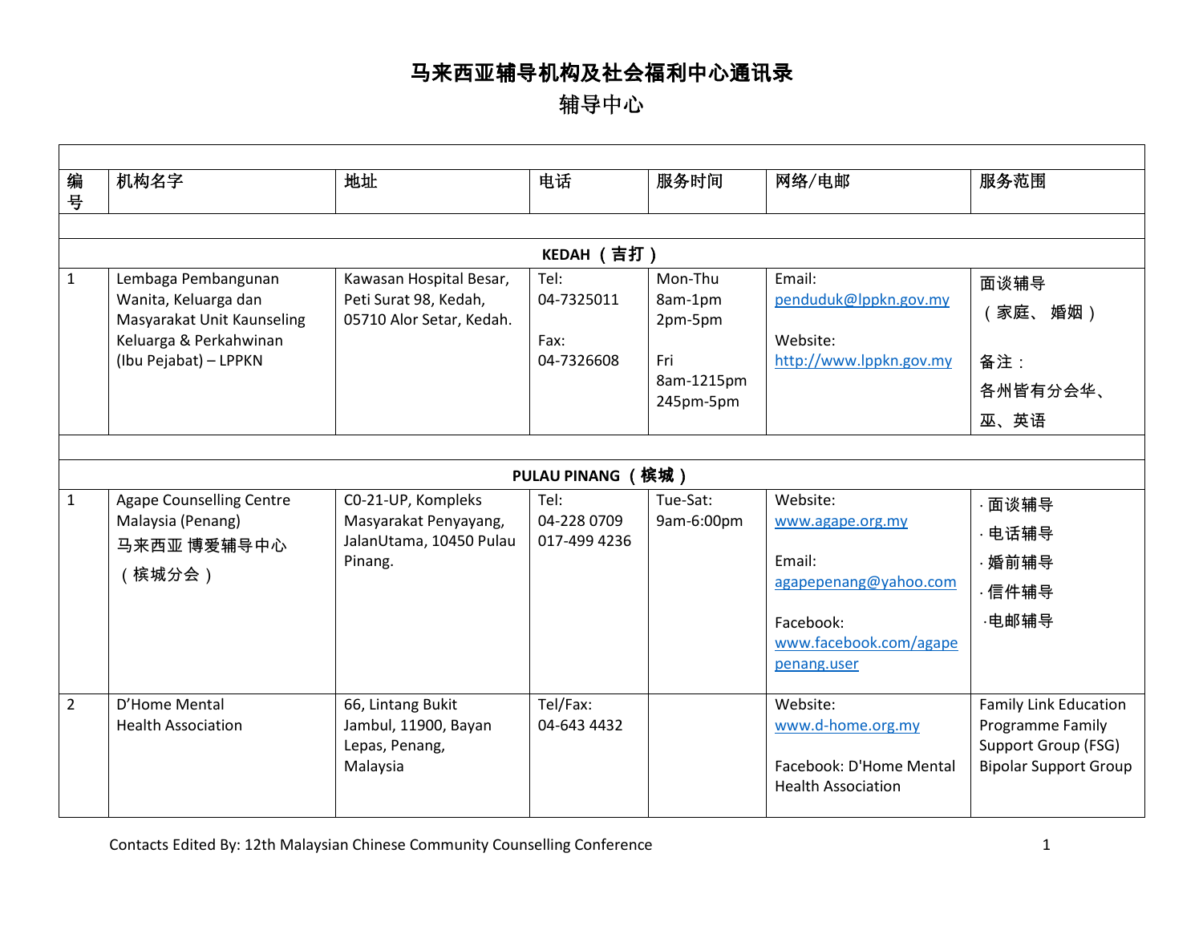# 马来西亚辅导机构及社会福利中心通讯录

## 辅导中心

| 编号 | 机构名字 | 地址 | 电话 | 服务时间 | 网络/电邮 | 服务范围 |
|---|---|---|---|---|---|---|
| | | | | | | |
| | | | **KEDAH （吉打）** | | | |
| 1 | Lembaga Pembangunan Wanita, Keluarga dan Masyarakat Unit Kaunseling Keluarga & Perkahwinan (Ibu Pejabat) – LPPKN | Kawasan Hospital Besar, Peti Surat 98, Kedah, 05710 Alor Setar, Kedah. | Tel: 04-7325011<br><br>Fax: 04-7326608 | Mon-Thu 8am-1pm 2pm-5pm<br><br>Fri 8am-1215pm 245pm-5pm | Email: penduduk@lppkn.gov.my<br><br>Website: http://www.lppkn.gov.my | 面谈辅导 （家庭、婚姻）<br><br>备注：各州皆有分会华、巫、英语 |
| | | | | | | |
| | | | **PULAU PINANG （槟城）** | | | |
| 1 | Agape Counselling Centre Malaysia (Penang) 马来西亚 博爱辅导中心 （槟城分会） | C0-21-UP, Kompleks Masyarakat Penyayang, JalanUtama, 10450 Pulau Pinang. | Tel: 04-228 0709 017-499 4236 | Tue-Sat: 9am-6:00pm | Website: www.agape.org.my<br><br>Email: agapepenang@yahoo.com<br><br>Facebook: www.facebook.com/agapepenang.user | · 面谈辅导<br>· 电话辅导<br>· 婚前辅导<br>· 信件辅导<br>·电邮辅导 |
| 2 | D'Home Mental Health Association | 66, Lintang Bukit Jambul, 11900, Bayan Lepas, Penang, Malaysia | Tel/Fax: 04-643 4432 | | Website: www.d-home.org.my<br><br>Facebook: D'Home Mental Health Association | Family Link Education Programme Family Support Group (FSG) Bipolar Support Group |

Contacts Edited By: 12th Malaysian Chinese Community Counselling Conference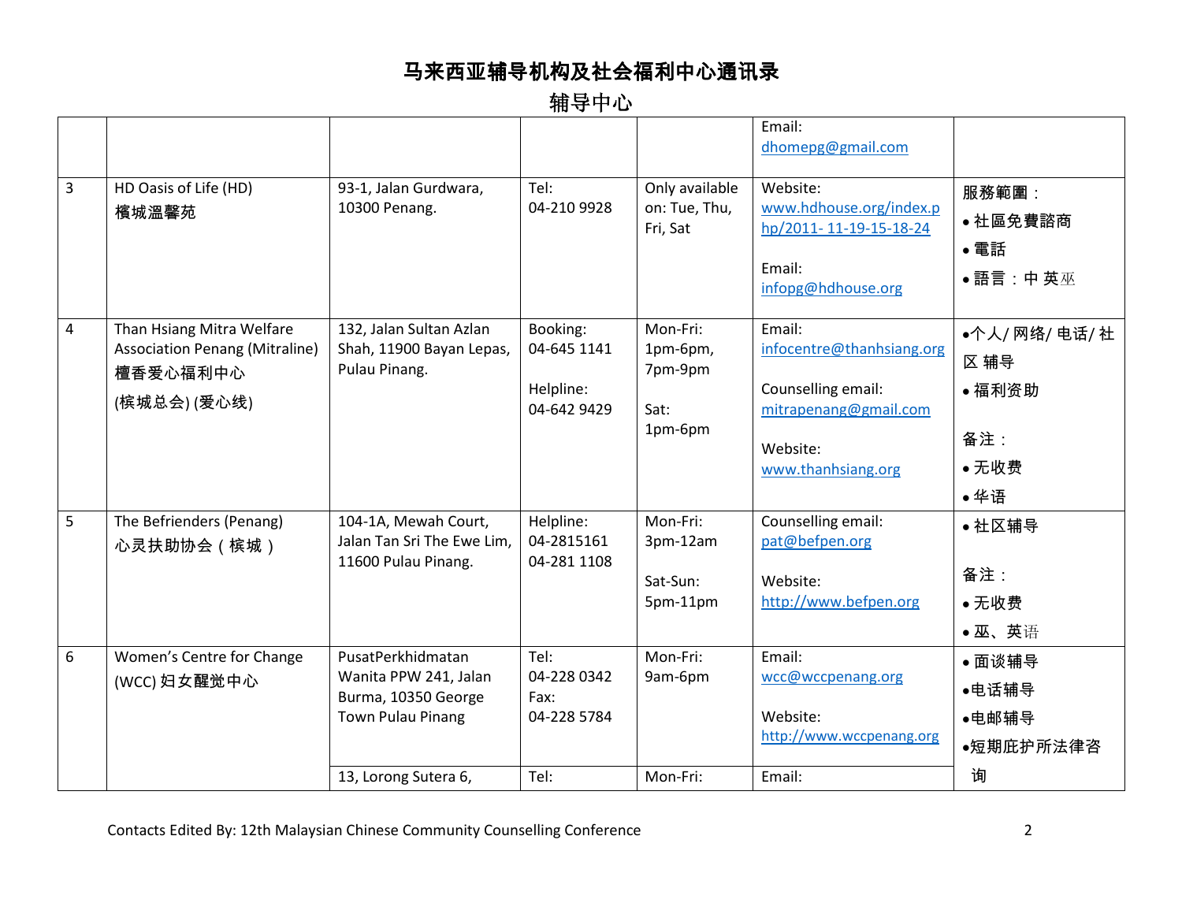# 马来西亚辅导机构及社会福利中心通讯录

## 辅导中心

| | | | | | | |
|---|---|---|---|---|---|---|
| | | | | | Email: dhomepg@gmail.com | |
| 3 | HD Oasis of Life (HD) 檳城溫馨苑 | 93-1, Jalan Gurdwara, 10300 Penang. | Tel: 04-210 9928 | Only available on: Tue, Thu, Fri, Sat | Website: www.hdhouse.org/index.php/2011- 11-19-15-18-24<br><br>Email: infopg@hdhouse.org | 服務範圍：<br>• 社區免費諮商<br>• 電話<br>• 語言：中 英巫 |
| 4 | Than Hsiang Mitra Welfare Association Penang (Mitraline) 檀香爱心福利中心 (槟城总会) (爱心线) | 132, Jalan Sultan Azlan Shah, 11900 Bayan Lepas, Pulau Pinang. | Booking: 04-645 1141<br><br>Helpline: 04-642 9429 | Mon-Fri: 1pm-6pm, 7pm-9pm<br><br>Sat: 1pm-6pm | Email: infocentre@thanhsiang.org<br><br>Counselling email: mitrapenang@gmail.com<br><br>Website: www.thanhsiang.org | •个人/ 网络/ 电话/ 社区 辅导<br>• 福利资助<br><br>备注：<br>• 无收费<br>• 华语 |
| 5 | The Befrienders (Penang) 心灵扶助协会（槟城） | 104-1A, Mewah Court, Jalan Tan Sri The Ewe Lim, 11600 Pulau Pinang. | Helpline: 04-2815161 04-281 1108 | Mon-Fri: 3pm-12am<br><br>Sat-Sun: 5pm-11pm | Counselling email: pat@befpen.org<br><br>Website: http://www.befpen.org | • 社区辅导<br><br>备注：<br>• 无收费<br>• 巫、英语 |
| 6 | Women's Centre for Change (WCC) 妇女醒觉中心 | PusatPerkhidmatan Wanita PPW 241, Jalan Burma, 10350 George Town Pulau Pinang | Tel: 04-228 0342<br>Fax: 04-228 5784 | Mon-Fri: 9am-6pm | Email: wcc@wccpenang.org<br><br>Website: http://www.wccpenang.org | • 面谈辅导<br>•电话辅导<br>•电邮辅导<br>•短期庇护所法律咨询 |
| | | 13, Lorong Sutera 6, | Tel: | Mon-Fri: | Email: | |

Contacts Edited By: 12th Malaysian Chinese Community Counselling Conference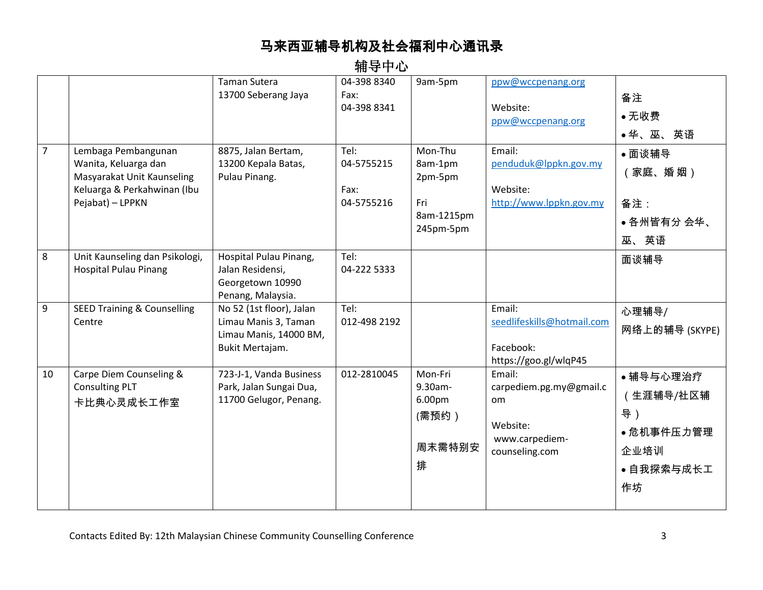# 马来西亚辅导机构及社会福利中心通讯录

## 辅导中心

| | | | | | | |
|---|---|---|---|---|---|---|
| | | Taman Sutera<br>13700 Seberang Jaya | 04-398 8340<br>Fax:<br>04-398 8341 | 9am-5pm | ppw@wccpenang.org<br><br>Website:<br>ppw@wccpenang.org | 备注<br>• 无收费<br>• 华、巫、 英语 |
| 7 | Lembaga Pembangunan Wanita, Keluarga dan Masyarakat Unit Kaunseling Keluarga & Perkahwinan (Ibu Pejabat) – LPPKN | 8875, Jalan Bertam,<br>13200 Kepala Batas,<br>Pulau Pinang. | Tel:<br>04-5755215<br><br>Fax:<br>04-5755216 | Mon-Thu<br>8am-1pm<br>2pm-5pm<br><br>Fri<br>8am-1215pm<br>245pm-5pm | Email:<br>penduduk@lppkn.gov.my<br><br>Website:<br>http://www.lppkn.gov.my | • 面谈辅导<br>（家庭、婚 姻）<br><br>备注：<br>• 各州皆有分 会华、巫、 英语 |
| 8 | Unit Kaunseling dan Psikologi, Hospital Pulau Pinang | Hospital Pulau Pinang,<br>Jalan Residensi,<br>Georgetown 10990<br>Penang, Malaysia. | Tel:<br>04-222 5333 | | | 面谈辅导 |
| 9 | SEED Training & Counselling Centre | No 52 (1st floor), Jalan Limau Manis 3, Taman Limau Manis, 14000 BM, Bukit Mertajam. | Tel:<br>012-498 2192 | | Email:<br>seedlifeskills@hotmail.com<br><br>Facebook:<br>https://goo.gl/wlqP45 | 心理辅导/<br>网络上的辅导 (SKYPE) |
| 10 | Carpe Diem Counseling & Consulting PLT<br>卡比典心灵成长工作室 | 723-J-1, Vanda Business Park, Jalan Sungai Dua, 11700 Gelugor, Penang. | 012-2810045 | Mon-Fri<br>9.30am-6.00pm<br>(需预约）<br><br>周末需特别安排 | Email:<br>carpediem.pg.my@gmail.com<br><br>Website:<br>www.carpediem-counseling.com | • 辅导与心理治疗（生涯辅导/社区辅导）<br>• 危机事件压力管理企业培训<br>• 自我探索与成长工作坊 |

Contacts Edited By: 12th Malaysian Chinese Community Counselling Conference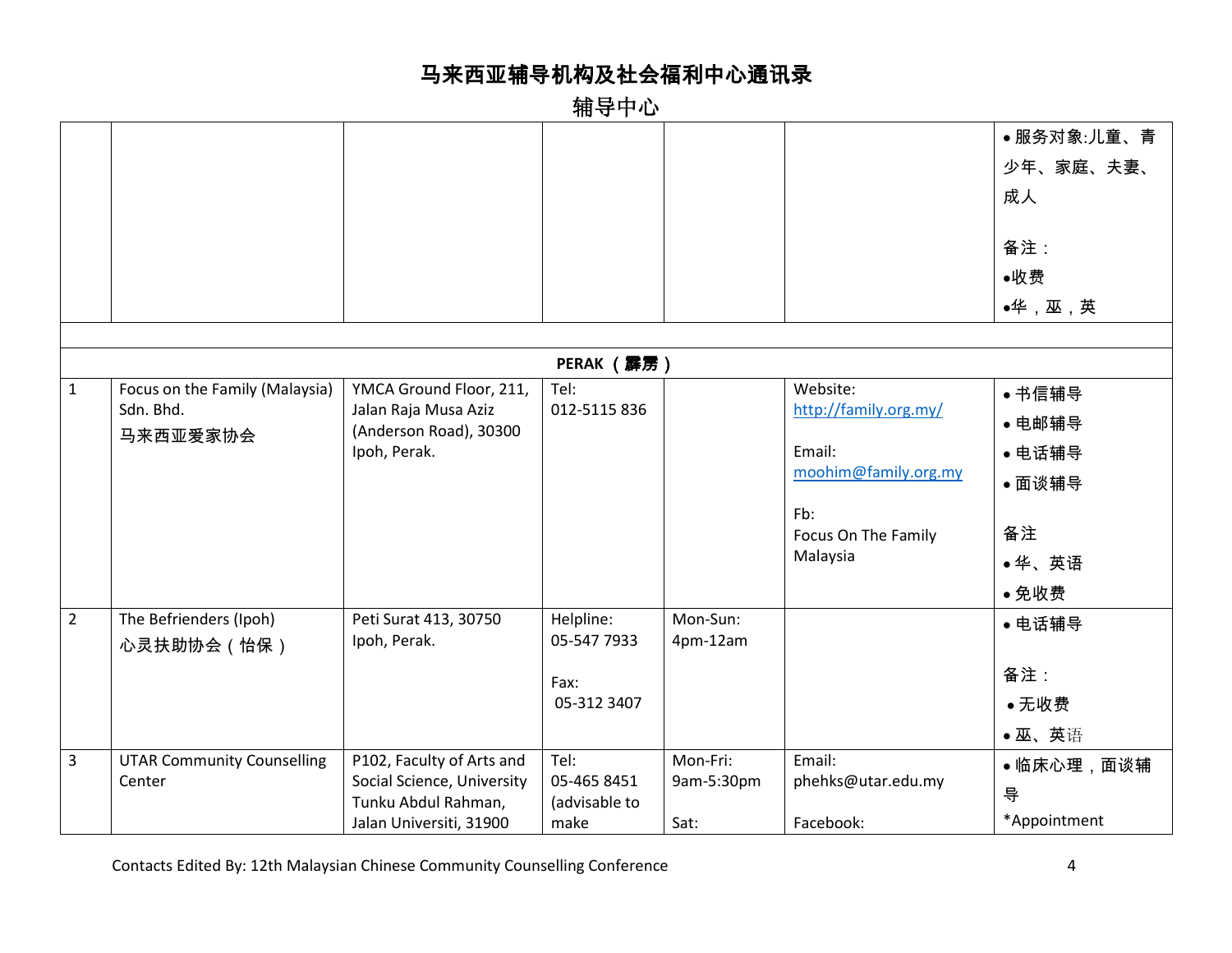# 马来西亚辅导机构及社会福利中心通讯录

## 辅导中心

| | | | | | | |
|---|---|---|---|---|---|---|
| | | | | | | • 服务对象:儿童、青少年、家庭、夫妻、成人<br><br>备注：<br>•收费<br>•华，巫，英 |
| | | | | | | |
| **PERAK（霹雳）** | | | | | | |
| 1 | Focus on the Family (Malaysia) Sdn. Bhd.<br>马来西亚爱家协会 | YMCA Ground Floor, 211, Jalan Raja Musa Aziz (Anderson Road), 30300 Ipoh, Perak. | Tel:<br>012-5115 836 | | Website:<br>http://family.org.my/<br><br>Email:<br>moohim@family.org.my<br><br>Fb:<br>Focus On The Family Malaysia | • 书信辅导<br>• 电邮辅导<br>• 电话辅导<br>• 面谈辅导<br><br>备注<br>• 华、英语<br>• 免收费 |
| 2 | The Befrienders (Ipoh)<br>心灵扶助协会（怡保） | Peti Surat 413, 30750 Ipoh, Perak. | Helpline:<br>05-547 7933<br><br>Fax:<br>05-312 3407 | Mon-Sun:<br>4pm-12am | | • 电话辅导<br><br>备注：<br>• 无收费<br>• 巫、英语 |
| 3 | UTAR Community Counselling Center | P102, Faculty of Arts and Social Science, University Tunku Abdul Rahman, Jalan Universiti, 31900 | Tel:<br>05-465 8451 (advisable to make | Mon-Fri:<br>9am-5:30pm<br><br>Sat: | Email:<br>phehks@utar.edu.my<br><br>Facebook: | • 临床心理，面谈辅导<br>*Appointment |

Contacts Edited By: 12th Malaysian Chinese Community Counselling Conference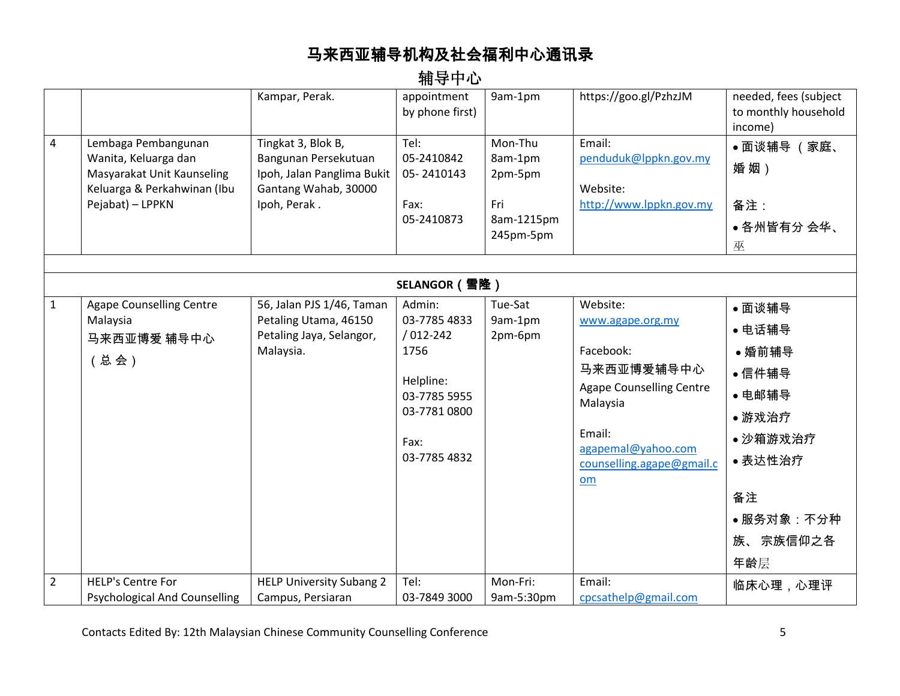# 马来西亚辅导机构及社会福利中心通讯录

## 辅导中心

| | | | | | | |
|---|---|---|---|---|---|---|
| | | Kampar, Perak. | appointment by phone first) | 9am-1pm | https://goo.gl/PzhzJM | needed, fees (subject to monthly household income) |
| 4 | Lembaga Pembangunan Wanita, Keluarga dan Masyarakat Unit Kaunseling Keluarga & Perkahwinan (Ibu Pejabat) – LPPKN | Tingkat 3, Blok B, Bangunan Persekutuan Ipoh, Jalan Panglima Bukit Gantang Wahab, 30000 Ipoh, Perak . | Tel: 05-2410842 05- 2410143<br><br>Fax: 05-2410873 | Mon-Thu 8am-1pm 2pm-5pm<br><br>Fri 8am-1215pm 245pm-5pm | Email: penduduk@lppkn.gov.my<br><br>Website: http://www.lppkn.gov.my | • 面谈辅导 （家庭、婚姻）<br><br>备注：<br>• 各州皆有分 会华、巫 |
| | | | | | | |
| | | | **SELANGOR（雪隆）** | | | |
| 1 | Agape Counselling Centre Malaysia<br>马来西亚博爱 辅导中心<br>（总 会） | 56, Jalan PJS 1/46, Taman Petaling Utama, 46150 Petaling Jaya, Selangor, Malaysia. | Admin: 03-7785 4833 / 012-242 1756<br><br>Helpline: 03-7785 5955 03-7781 0800<br><br>Fax: 03-7785 4832 | Tue-Sat 9am-1pm 2pm-6pm | Website: www.agape.org.my<br><br>Facebook: 马来西亚博爱辅导中心 Agape Counselling Centre Malaysia<br><br>Email: agapemal@yahoo.com counselling.agape@gmail.com | • 面谈辅导<br>• 电话辅导<br>• 婚前辅导<br>• 信件辅导<br>• 电邮辅导<br>• 游戏治疗<br>• 沙箱游戏治疗<br>• 表达性治疗<br><br>备注<br>• 服务对象：不分种族、 宗族信仰之各年龄层 |
| 2 | HELP's Centre For Psychological And Counselling | HELP University Subang 2 Campus, Persiaran | Tel: 03-7849 3000 | Mon-Fri: 9am-5:30pm | Email: cpcsathelp@gmail.com | 临床心理，心理评 |

Contacts Edited By: 12th Malaysian Chinese Community Counselling Conference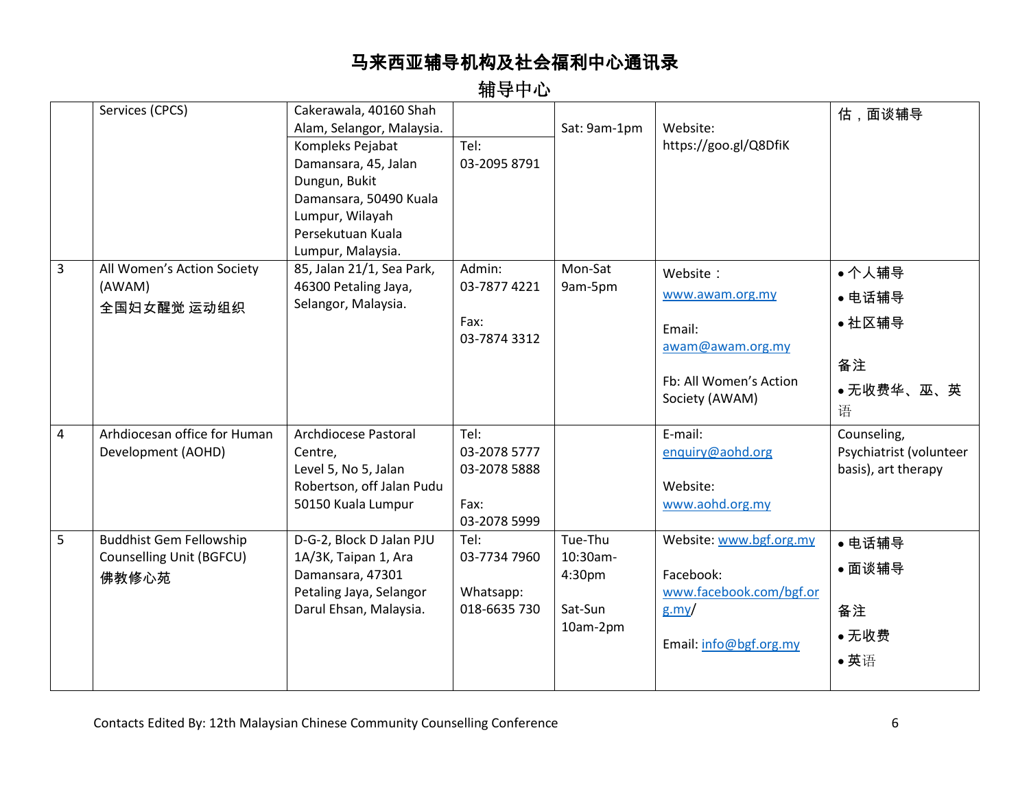# 马来西亚辅导机构及社会福利中心通讯录

## 辅导中心

| | | | | | | |
|---|---|---|---|---|---|---|
| | Services (CPCS) | Cakerawala, 40160 Shah Alam, Selangor, Malaysia.<br>Kompleks Pejabat Damansara, 45, Jalan Dungun, Bukit Damansara, 50490 Kuala Lumpur, Wilayah Persekutuan Kuala Lumpur, Malaysia. | Tel:<br>03-2095 8791 | Sat: 9am-1pm | Website:<br>https://goo.gl/Q8DfiK | 估，面谈辅导 |
| 3 | All Women's Action Society (AWAM)<br>全国妇女醒觉 运动组织 | 85, Jalan 21/1, Sea Park, 46300 Petaling Jaya, Selangor, Malaysia. | Admin:<br>03-7877 4221<br><br>Fax:<br>03-7874 3312 | Mon-Sat<br>9am-5pm | Website：<br>www.awam.org.my<br><br>Email:<br>awam@awam.org.my<br><br>Fb: All Women's Action Society (AWAM) | • 个人辅导<br>• 电话辅导<br>• 社区辅导<br><br>备注<br>• 无收费华、巫、英语 |
| 4 | Arhdiocesan office for Human Development (AOHD) | Archdiocese Pastoral Centre,<br>Level 5, No 5, Jalan Robertson, off Jalan Pudu 50150 Kuala Lumpur | Tel:<br>03-2078 5777<br>03-2078 5888<br><br>Fax:<br>03-2078 5999 | | E-mail:<br>enquiry@aohd.org<br><br>Website:<br>www.aohd.org.my | Counseling, Psychiatrist (volunteer basis), art therapy |
| 5 | Buddhist Gem Fellowship Counselling Unit (BGFCU)<br>佛教修心苑 | D-G-2, Block D Jalan PJU 1A/3K, Taipan 1, Ara Damansara, 47301 Petaling Jaya, Selangor Darul Ehsan, Malaysia. | Tel:<br>03-7734 7960<br><br>Whatsapp:<br>018-6635 730 | Tue-Thu<br>10:30am-4:30pm<br><br>Sat-Sun<br>10am-2pm | Website: www.bgf.org.my<br><br>Facebook:<br>www.facebook.com/bgf.org.my/<br><br>Email: info@bgf.org.my | • 电话辅导<br>• 面谈辅导<br><br>备注<br>• 无收费<br>• 英语 |

Contacts Edited By: 12th Malaysian Chinese Community Counselling Conference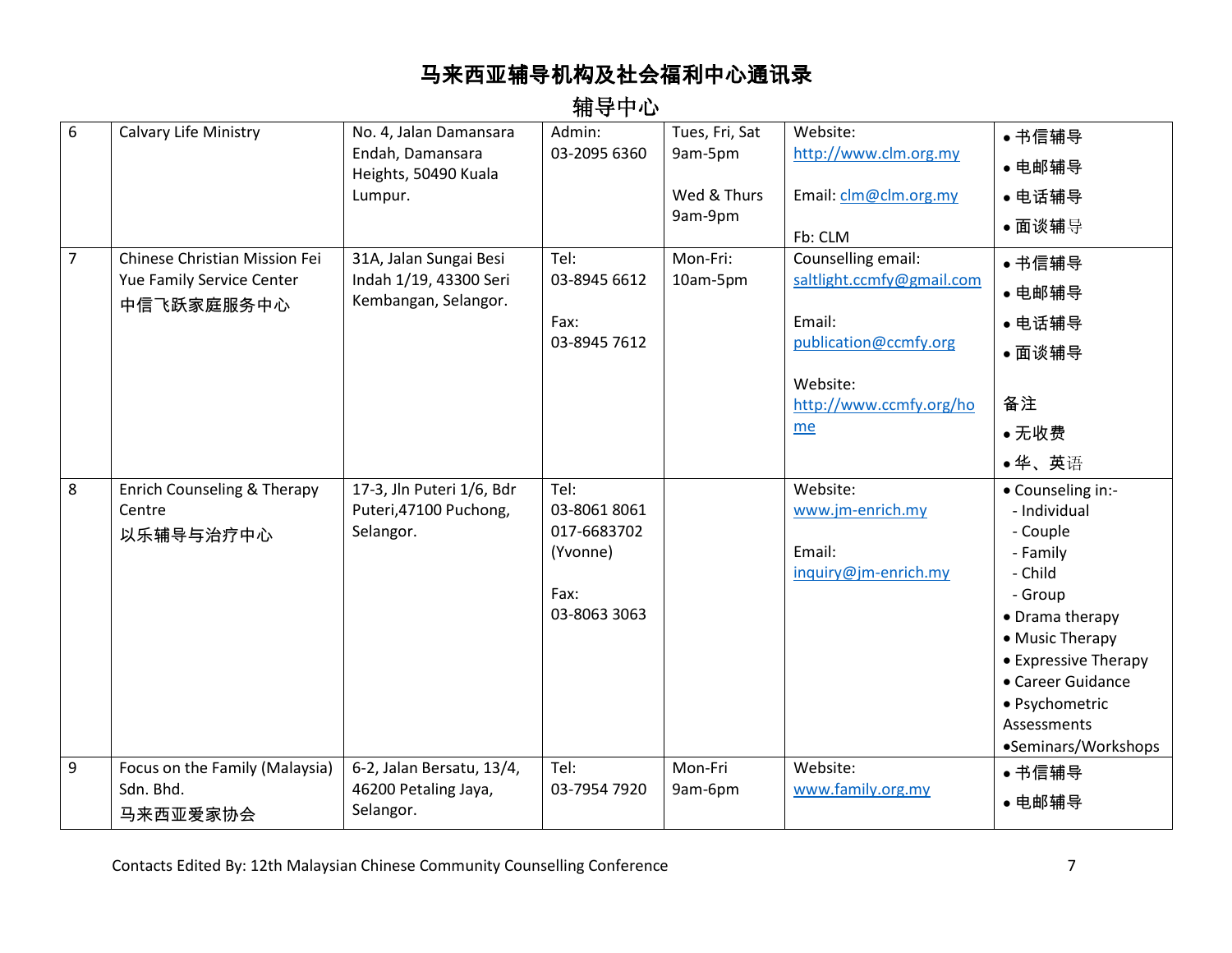# 马来西亚辅导机构及社会福利中心通讯录

## 辅导中心

| | | | | | | |
|---|---|---|---|---|---|---|
| 6 | Calvary Life Ministry | No. 4, Jalan Damansara Endah, Damansara Heights, 50490 Kuala Lumpur. | Admin:<br>03-2095 6360 | Tues, Fri, Sat<br>9am-5pm<br><br>Wed & Thurs<br>9am-9pm | Website:<br>http://www.clm.org.my<br><br>Email: clm@clm.org.my<br><br>Fb: CLM | • 书信辅导<br>• 电邮辅导<br>• 电话辅导<br>• 面谈辅导 |
| 7 | Chinese Christian Mission Fei Yue Family Service Center<br>中信飞跃家庭服务中心 | 31A, Jalan Sungai Besi Indah 1/19, 43300 Seri Kembangan, Selangor. | Tel:<br>03-8945 6612<br><br>Fax:<br>03-8945 7612 | Mon-Fri:<br>10am-5pm | Counselling email:<br>saltlight.ccmfy@gmail.com<br><br>Email:<br>publication@ccmfy.org<br><br>Website:<br>http://www.ccmfy.org/home | • 书信辅导<br>• 电邮辅导<br>• 电话辅导<br>• 面谈辅导<br><br>备注<br>• 无收费<br>• 华、英语 |
| 8 | Enrich Counseling & Therapy Centre<br>以乐辅导与治疗中心 | 17-3, Jln Puteri 1/6, Bdr Puteri,47100 Puchong, Selangor. | Tel:<br>03-8061 8061<br>017-6683702 (Yvonne)<br><br>Fax:<br>03-8063 3063 | | Website:<br>www.jm-enrich.my<br><br>Email:<br>inquiry@jm-enrich.my | • Counseling in:-<br>- Individual<br>- Couple<br>- Family<br>- Child<br>- Group<br>• Drama therapy<br>• Music Therapy<br>• Expressive Therapy<br>• Career Guidance<br>• Psychometric Assessments<br>•Seminars/Workshops |
| 9 | Focus on the Family (Malaysia) Sdn. Bhd.<br>马来西亚爱家协会 | 6-2, Jalan Bersatu, 13/4, 46200 Petaling Jaya, Selangor. | Tel:<br>03-7954 7920 | Mon-Fri<br>9am-6pm | Website:<br>www.family.org.my | • 书信辅导<br>• 电邮辅导 |

Contacts Edited By: 12th Malaysian Chinese Community Counselling Conference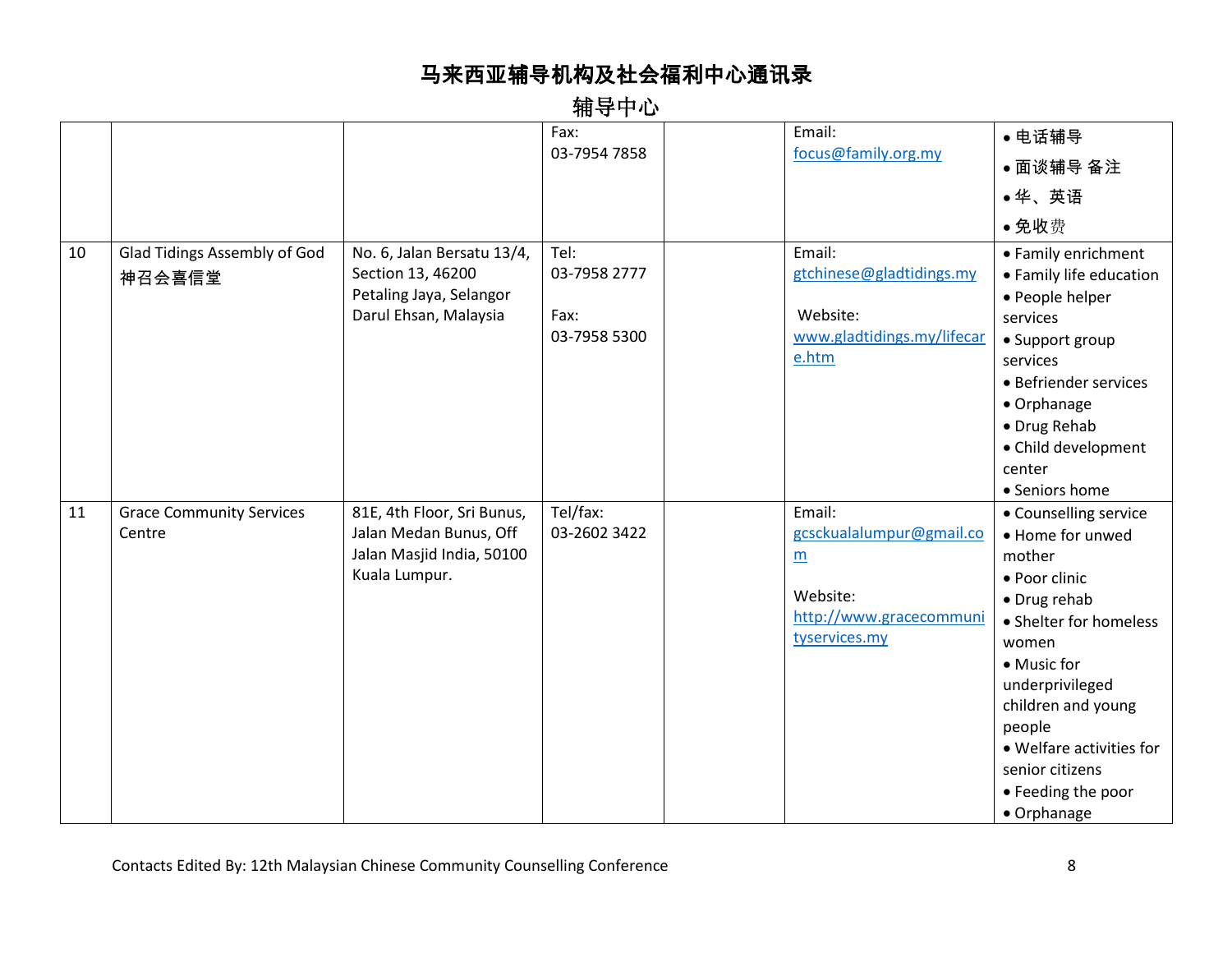# 马来西亚辅导机构及社会福利中心通讯录

## 辅导中心

| | | | | | | |
|---|---|---|---|---|---|---|
| | | | Fax:<br>03-7954 7858 | | Email:<br>focus@family.org.my | • 电话辅导<br>• 面谈辅导 备注<br>• 华、英语<br>• 免收费 |
| 10 | Glad Tidings Assembly of God<br>神召会喜信堂 | No. 6, Jalan Bersatu 13/4, Section 13, 46200 Petaling Jaya, Selangor Darul Ehsan, Malaysia | Tel:<br>03-7958 2777<br><br>Fax:<br>03-7958 5300 | | Email:<br>gtchinese@gladtidings.my<br><br>Website:<br>www.gladtidings.my/lifecare.htm | • Family enrichment<br>• Family life education<br>• People helper services<br>• Support group services<br>• Befriender services<br>• Orphanage<br>• Drug Rehab<br>• Child development center<br>• Seniors home |
| 11 | Grace Community Services Centre | 81E, 4th Floor, Sri Bunus, Jalan Medan Bunus, Off Jalan Masjid India, 50100 Kuala Lumpur. | Tel/fax:<br>03-2602 3422 | | Email:<br>gcsckualalumpur@gmail.com<br><br>Website:<br>http://www.gracecommunityservices.my | • Counselling service<br>• Home for unwed mother<br>• Poor clinic<br>• Drug rehab<br>• Shelter for homeless women<br>• Music for underprivileged children and young people<br>• Welfare activities for senior citizens<br>• Feeding the poor<br>• Orphanage |

Contacts Edited By: 12th Malaysian Chinese Community Counselling Conference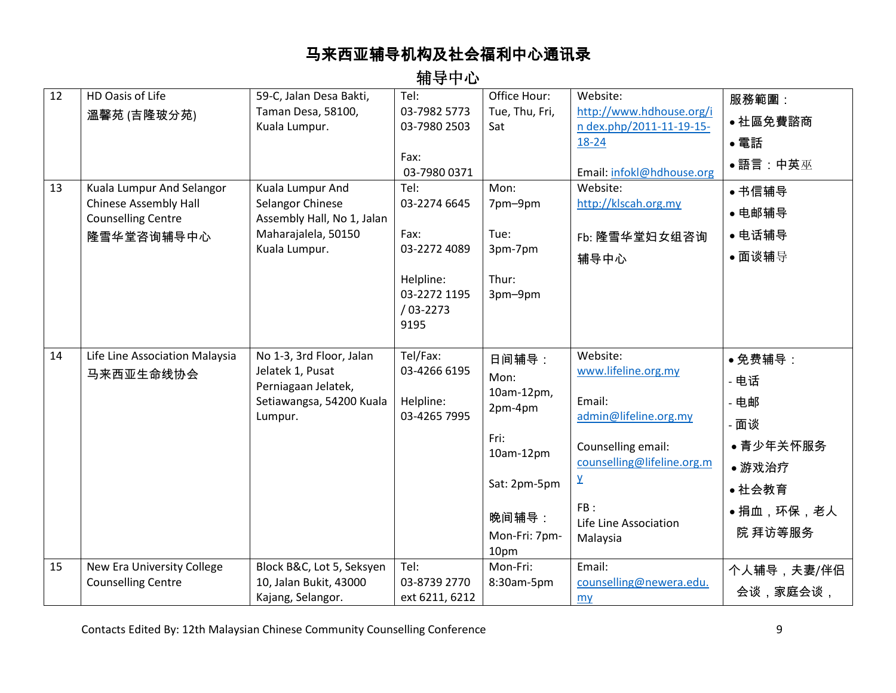# 马来西亚辅导机构及社会福利中心通讯录

## 辅导中心

| | | | | | | |
|---|---|---|---|---|---|---|
| 12 | HD Oasis of Life<br>溫馨苑 (吉隆玻分苑) | 59-C, Jalan Desa Bakti, Taman Desa, 58100, Kuala Lumpur. | Tel:<br>03-7982 5773<br>03-7980 2503<br><br>Fax:<br>03-7980 0371 | Office Hour:<br>Tue, Thu, Fri, Sat | Website:<br>http://www.hdhouse.org/in dex.php/2011-11-19-15-18-24<br><br>Email: infokl@hdhouse.org | 服務範圍：<br>• 社區免費諮商<br>• 電話<br>• 語言：中英巫 |
| 13 | Kuala Lumpur And Selangor Chinese Assembly Hall Counselling Centre<br>隆雪华堂咨询辅导中心 | Kuala Lumpur And Selangor Chinese Assembly Hall, No 1, Jalan Maharajalela, 50150 Kuala Lumpur. | Tel:<br>03-2274 6645<br><br>Fax:<br>03-2272 4089<br><br>Helpline:<br>03-2272 1195 / 03-2273 9195 | Mon:<br>7pm–9pm<br><br>Tue:<br>3pm-7pm<br><br>Thur:<br>3pm–9pm | Website:<br>http://klscah.org.my<br><br>Fb: 隆雪华堂妇女组咨询辅导中心 | • 书信辅导<br>• 电邮辅导<br>• 电话辅导<br>• 面谈辅导 |
| 14 | Life Line Association Malaysia<br>马来西亚生命线协会 | No 1-3, 3rd Floor, Jalan Jelatek 1, Pusat Perniagaan Jelatek, Setiawangsa, 54200 Kuala Lumpur. | Tel/Fax:<br>03-4266 6195<br><br>Helpline:<br>03-4265 7995 | 日间辅导：<br>Mon:<br>10am-12pm, 2pm-4pm<br><br>Fri:<br>10am-12pm<br><br>Sat: 2pm-5pm<br><br>晚间辅导：<br>Mon-Fri: 7pm-10pm | Website:<br>www.lifeline.org.my<br><br>Email:<br>admin@lifeline.org.my<br><br>Counselling email:<br>counselling@lifeline.org.my<br><br>FB：<br>Life Line Association Malaysia | • 免费辅导：<br>- 电话<br>- 电邮<br>- 面谈<br>• 青少年关怀服务<br>• 游戏治疗<br>• 社会教育<br>• 捐血，环保，老人院 拜访等服务 |
| 15 | New Era University College Counselling Centre | Block B&C, Lot 5, Seksyen 10, Jalan Bukit, 43000 Kajang, Selangor. | Tel:<br>03-8739 2770 ext 6211, 6212 | Mon-Fri:<br>8:30am-5pm | Email:<br>counselling@newera.edu.my | 个人辅导，夫妻/伴侣会谈，家庭会谈， |

Contacts Edited By: 12th Malaysian Chinese Community Counselling Conference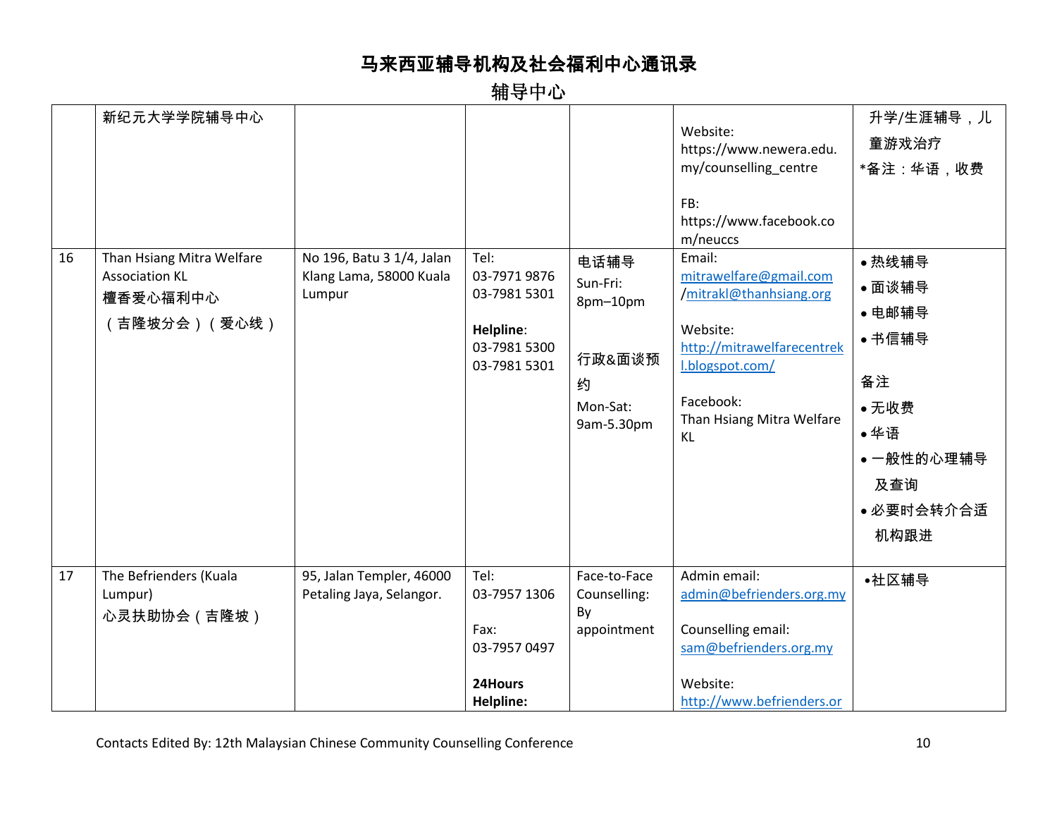# 马来西亚辅导机构及社会福利中心通讯录

## 辅导中心

| | | | | | | |
|---|---|---|---|---|---|---|
| | 新纪元大学学院辅导中心 | | | | Website: https://www.newera.edu.my/counselling_centre<br><br>FB: https://www.facebook.com/neuccs | 升学/生涯辅导，儿童游戏治疗<br>*备注：华语，收费 |
| 16 | Than Hsiang Mitra Welfare Association KL<br>檀香爱心福利中心<br>（吉隆坡分会）（爱心线） | No 196, Batu 3 1/4, Jalan Klang Lama, 58000 Kuala Lumpur | Tel:<br>03-7971 9876<br>03-7981 5301<br><br>**Helpline**:<br>03-7981 5300<br>03-7981 5301 | 电话辅导<br>Sun-Fri:<br>8pm–10pm<br><br>行政&面谈预约<br>Mon-Sat:<br>9am-5.30pm | Email:<br>mitrawelfare@gmail.com /mitrakl@thanhsiang.org<br><br>Website:<br>http://mitrawelfarecentrekl.blogspot.com/<br><br>Facebook:<br>Than Hsiang Mitra Welfare KL | • 热线辅导<br>• 面谈辅导<br>• 电邮辅导<br>• 书信辅导<br><br>备注<br>• 无收费<br>• 华语<br>• 一般性的心理辅导及查询<br>• 必要时会转介合适机构跟进 |
| 17 | The Befrienders (Kuala Lumpur)<br>心灵扶助协会（吉隆坡） | 95, Jalan Templer, 46000 Petaling Jaya, Selangor. | Tel:<br>03-7957 1306<br><br>Fax:<br>03-7957 0497<br><br>**24Hours Helpline:** | Face-to-Face Counselling:<br>By appointment | Admin email:<br>admin@befrienders.org.my<br><br>Counselling email:<br>sam@befrienders.org.my<br><br>Website:<br>http://www.befrienders.or | •社区辅导 |

Contacts Edited By: 12th Malaysian Chinese Community Counselling Conference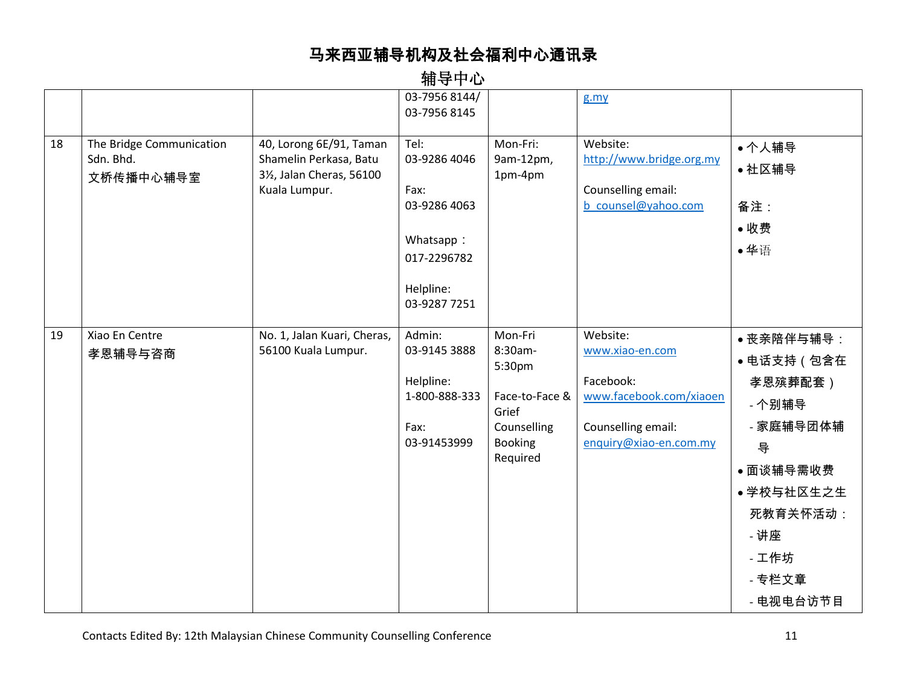# 马来西亚辅导机构及社会福利中心通讯录

## 辅导中心

| | | | | | | |
|---|---|---|---|---|---|---|
| | | | 03-7956 8144/ 03-7956 8145 | | g.my | |
| 18 | The Bridge Communication Sdn. Bhd.<br>文桥传播中心辅导室 | 40, Lorong 6E/91, Taman Shamelin Perkasa, Batu 3½, Jalan Cheras, 56100 Kuala Lumpur. | Tel:<br>03-9286 4046<br><br>Fax:<br>03-9286 4063<br><br>Whatsapp：<br>017-2296782<br><br>Helpline:<br>03-9287 7251 | Mon-Fri:<br>9am-12pm,<br>1pm-4pm | Website:<br>http://www.bridge.org.my<br><br>Counselling email:<br>b_counsel@yahoo.com | • 个人辅导<br>• 社区辅导<br><br>备注：<br>• 收费<br>• 华语 |
| 19 | Xiao En Centre<br>孝恩辅导与咨商 | No. 1, Jalan Kuari, Cheras, 56100 Kuala Lumpur. | Admin:<br>03-9145 3888<br><br>Helpline:<br>1-800-888-333<br><br>Fax:<br>03-91453999 | Mon-Fri<br>8:30am-5:30pm<br><br>Face-to-Face & Grief Counselling Booking Required | Website:<br>www.xiao-en.com<br><br>Facebook:<br>www.facebook.com/xiaoen<br><br>Counselling email:<br>enquiry@xiao-en.com.my | • 丧亲陪伴与辅导：<br>• 电话支持（包含在孝恩殡葬配套）<br>- 个别辅导<br>- 家庭辅导团体辅导<br>• 面谈辅导需收费<br>• 学校与社区生之生死教育关怀活动：<br>- 讲座<br>- 工作坊<br>- 专栏文章<br>- 电视电台访节目 |

Contacts Edited By: 12th Malaysian Chinese Community Counselling Conference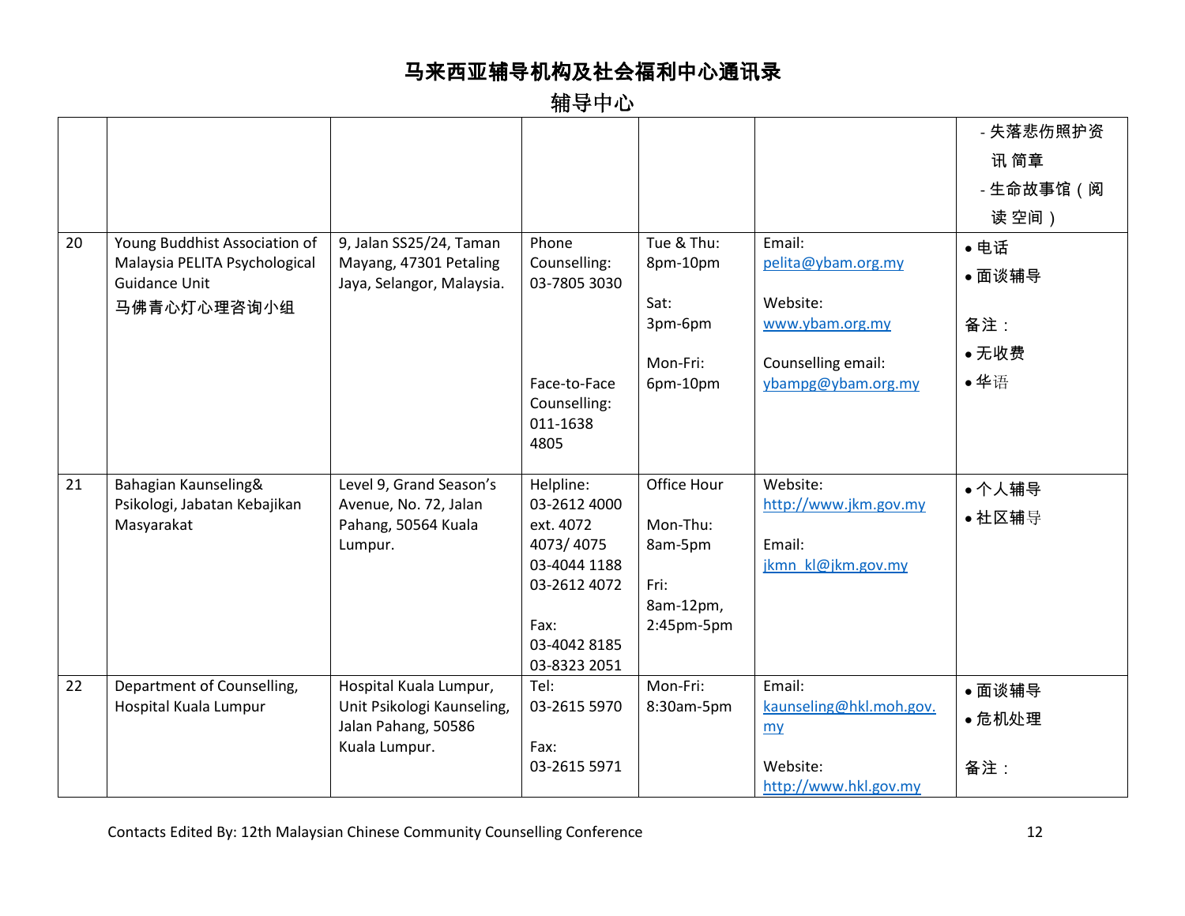# 马来西亚辅导机构及社会福利中心通讯录

## 辅导中心

| | | | | | | |
|---|---|---|---|---|---|---|
| | | | | | | - 失落悲伤照护资讯 简章<br>- 生命故事馆（阅读 空间） |
| 20 | Young Buddhist Association of Malaysia PELITA Psychological Guidance Unit<br>马佛青心灯心理咨询小组 | 9, Jalan SS25/24, Taman Mayang, 47301 Petaling Jaya, Selangor, Malaysia. | Phone Counselling:<br>03-7805 3030<br><br>Face-to-Face Counselling:<br>011-1638 4805 | Tue & Thu:<br>8pm-10pm<br><br>Sat:<br>3pm-6pm<br><br>Mon-Fri:<br>6pm-10pm | Email:<br>pelita@ybam.org.my<br><br>Website:<br>www.ybam.org.my<br><br>Counselling email:<br>ybampg@ybam.org.my | • 电话<br>• 面谈辅导<br><br>备注：<br>• 无收费<br>• 华语 |
| 21 | Bahagian Kaunseling& Psikologi, Jabatan Kebajikan Masyarakat | Level 9, Grand Season's Avenue, No. 72, Jalan Pahang, 50564 Kuala Lumpur. | Helpline:<br>03-2612 4000 ext. 4072 4073/ 4075<br>03-4044 1188<br>03-2612 4072<br><br>Fax:<br>03-4042 8185<br>03-8323 2051 | Office Hour<br><br>Mon-Thu:<br>8am-5pm<br><br>Fri:<br>8am-12pm, 2:45pm-5pm | Website:<br>http://www.jkm.gov.my<br><br>Email:<br>jkmn_kl@jkm.gov.my | • 个人辅导<br>• 社区辅导 |
| 22 | Department of Counselling, Hospital Kuala Lumpur | Hospital Kuala Lumpur, Unit Psikologi Kaunseling, Jalan Pahang, 50586 Kuala Lumpur. | Tel:<br>03-2615 5970<br><br>Fax:<br>03-2615 5971 | Mon-Fri:<br>8:30am-5pm | Email:<br>kaunseling@hkl.moh.gov.my<br><br>Website:<br>http://www.hkl.gov.my | • 面谈辅导<br>• 危机处理<br><br>备注： |

Contacts Edited By: 12th Malaysian Chinese Community Counselling Conference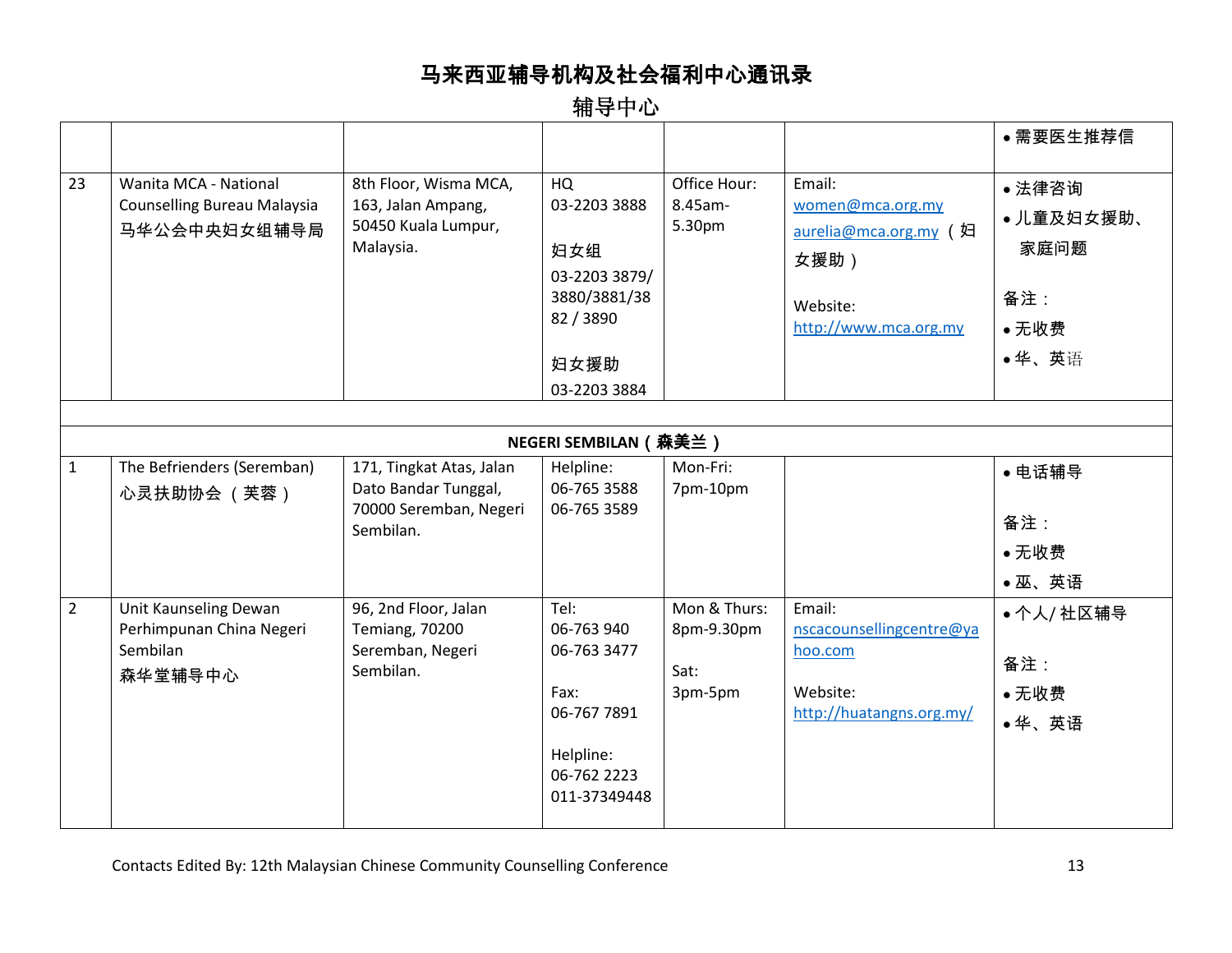# 马来西亚辅导机构及社会福利中心通讯录

## 辅导中心

| | | | | | | |
|---|---|---|---|---|---|---|
| | | | | | | • 需要医生推荐信 |
| 23 | Wanita MCA - National Counselling Bureau Malaysia<br>马华公会中央妇女组辅导局 | 8th Floor, Wisma MCA, 163, Jalan Ampang, 50450 Kuala Lumpur, Malaysia. | HQ<br>03-2203 3888<br><br>妇女组<br>03-2203 3879/ 3880/3881/3882 / 3890<br><br>妇女援助<br>03-2203 3884 | Office Hour:<br>8.45am-5.30pm | Email:<br>women@mca.org.my<br>aurelia@mca.org.my（妇女援助）<br><br>Website:<br>http://www.mca.org.my | • 法律咨询<br>• 儿童及妇女援助、家庭问题<br><br>备注：<br>• 无收费<br>• 华、英语 |
| | | | | | | |
| **NEGERI SEMBILAN（森美兰）** | | | | | | |
| 1 | The Befrienders (Seremban)<br>心灵扶助协会（芙蓉） | 171, Tingkat Atas, Jalan Dato Bandar Tunggal, 70000 Seremban, Negeri Sembilan. | Helpline:<br>06-765 3588<br>06-765 3589 | Mon-Fri:<br>7pm-10pm | | • 电话辅导<br><br>备注：<br>• 无收费<br>• 巫、英语 |
| 2 | Unit Kaunseling Dewan Perhimpunan China Negeri Sembilan<br>森华堂辅导中心 | 96, 2nd Floor, Jalan Temiang, 70200 Seremban, Negeri Sembilan. | Tel:<br>06-763 940<br>06-763 3477<br><br>Fax:<br>06-767 7891<br><br>Helpline:<br>06-762 2223<br>011-37349448 | Mon & Thurs:<br>8pm-9.30pm<br><br>Sat:<br>3pm-5pm | Email:<br>nscacounsellingcentre@yahoo.com<br><br>Website:<br>http://huatangns.org.my/ | • 个人/ 社区辅导<br><br>备注：<br>• 无收费<br>• 华、英语 |

Contacts Edited By: 12th Malaysian Chinese Community Counselling Conference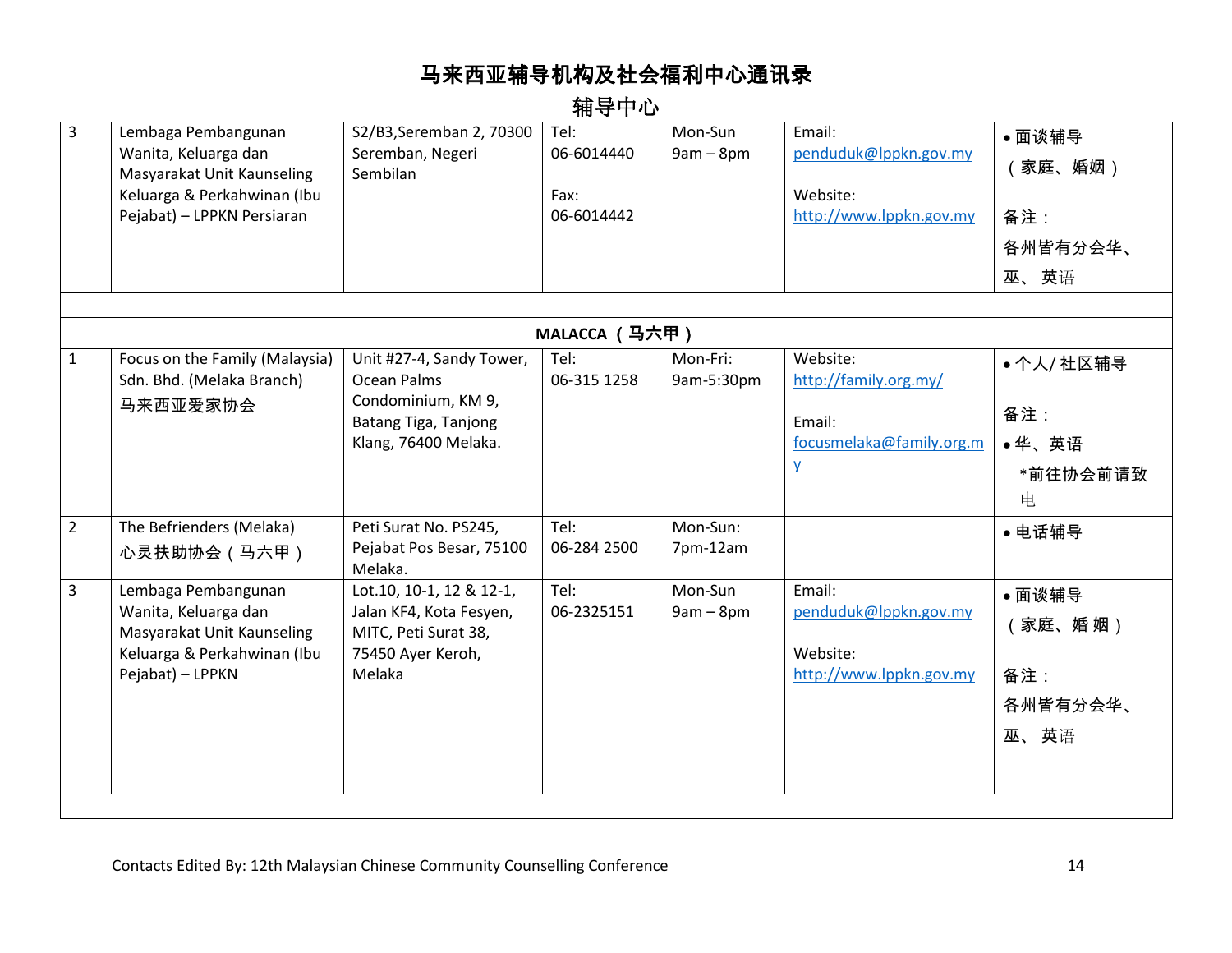# 马来西亚辅导机构及社会福利中心通讯录

## 辅导中心

| | | | | | | |
|---|---|---|---|---|---|---|
| 3 | Lembaga Pembangunan Wanita, Keluarga dan Masyarakat Unit Kaunseling Keluarga & Perkahwinan (Ibu Pejabat) – LPPKN Persiaran | S2/B3,Seremban 2, 70300 Seremban, Negeri Sembilan | Tel: 06-6014440<br><br>Fax: 06-6014442 | Mon-Sun 9am – 8pm | Email: penduduk@lppkn.gov.my<br><br>Website: http://www.lppkn.gov.my | • 面谈辅导（家庭、婚姻）<br><br>备注：<br>各州皆有分会华、巫、英语 |
| | | | | | | |
| **MALACCA（马六甲）** | | | | | | |
| 1 | Focus on the Family (Malaysia) Sdn. Bhd. (Melaka Branch)<br>马来西亚爱家协会 | Unit #27-4, Sandy Tower, Ocean Palms Condominium, KM 9, Batang Tiga, Tanjong Klang, 76400 Melaka. | Tel: 06-315 1258 | Mon-Fri: 9am-5:30pm | Website: http://family.org.my/<br><br>Email: focusmelaka@family.org.my | • 个人/ 社区辅导<br><br>备注：<br>• 华、英语<br>*前往协会前请致电 |
| 2 | The Befrienders (Melaka)<br>心灵扶助协会（马六甲） | Peti Surat No. PS245, Pejabat Pos Besar, 75100 Melaka. | Tel: 06-284 2500 | Mon-Sun: 7pm-12am | | • 电话辅导 |
| 3 | Lembaga Pembangunan Wanita, Keluarga dan Masyarakat Unit Kaunseling Keluarga & Perkahwinan (Ibu Pejabat) – LPPKN | Lot.10, 10-1, 12 & 12-1, Jalan KF4, Kota Fesyen, MITC, Peti Surat 38, 75450 Ayer Keroh, Melaka | Tel: 06-2325151 | Mon-Sun 9am – 8pm | Email: penduduk@lppkn.gov.my<br><br>Website: http://www.lppkn.gov.my | • 面谈辅导（家庭、婚 姻）<br><br>备注：<br>各州皆有分会华、巫、英语 |

Contacts Edited By: 12th Malaysian Chinese Community Counselling Conference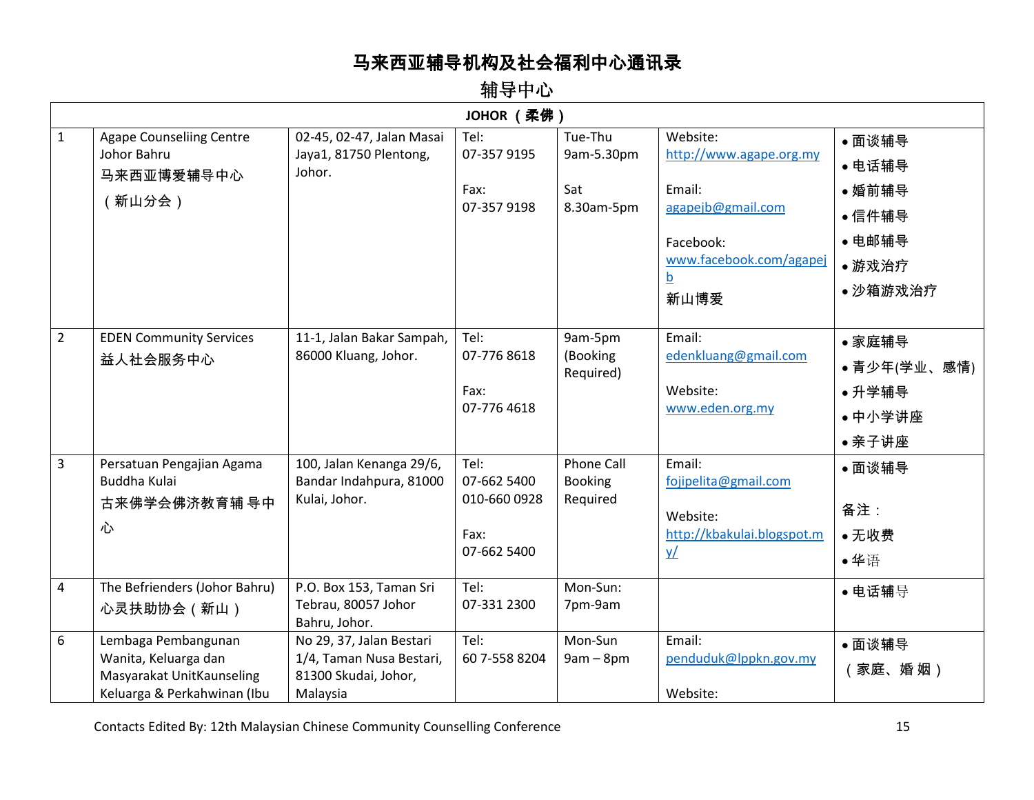# 马来西亚辅导机构及社会福利中心通讯录

## 辅导中心

| JOHOR（柔佛） | | | | | | |
|---|---|---|---|---|---|---|
| 1 | Agape Counseliing Centre Johor Bahru<br>马来西亚博爱辅导中心<br>（新山分会） | 02-45, 02-47, Jalan Masai Jaya1, 81750 Plentong, Johor. | Tel:<br>07-357 9195<br><br>Fax:<br>07-357 9198 | Tue-Thu<br>9am-5.30pm<br><br>Sat<br>8.30am-5pm | Website:<br>http://www.agape.org.my<br><br>Email:<br>agapejb@gmail.com<br><br>Facebook:<br>www.facebook.com/agapejb<br>新山博爱 | • 面谈辅导<br>• 电话辅导<br>• 婚前辅导<br>• 信件辅导<br>• 电邮辅导<br>• 游戏治疗<br>• 沙箱游戏治疗 |
| 2 | EDEN Community Services<br>益人社会服务中心 | 11-1, Jalan Bakar Sampah, 86000 Kluang, Johor. | Tel:<br>07-776 8618<br><br>Fax:<br>07-776 4618 | 9am-5pm<br>(Booking Required) | Email:<br>edenkluang@gmail.com<br><br>Website:<br>www.eden.org.my | • 家庭辅导<br>• 青少年(学业、感情)<br>• 升学辅导<br>• 中小学讲座<br>• 亲子讲座 |
| 3 | Persatuan Pengajian Agama Buddha Kulai<br>古来佛学会佛济教育辅导中心 | 100, Jalan Kenanga 29/6, Bandar Indahpura, 81000 Kulai, Johor. | Tel:<br>07-662 5400<br>010-660 0928<br><br>Fax:<br>07-662 5400 | Phone Call Booking Required | Email:<br>fojipelita@gmail.com<br><br>Website:<br>http://kbakulai.blogspot.my/ | • 面谈辅导<br><br>备注：<br>• 无收费<br>• 华语 |
| 4 | The Befrienders (Johor Bahru)<br>心灵扶助协会（新山） | P.O. Box 153, Taman Sri Tebrau, 80057 Johor Bahru, Johor. | Tel:<br>07-331 2300 | Mon-Sun:<br>7pm-9am | | • 电话辅导 |
| 6 | Lembaga Pembangunan Wanita, Keluarga dan Masyarakat UnitKaunseling Keluarga & Perkahwinan (Ibu | No 29, 37, Jalan Bestari 1/4, Taman Nusa Bestari, 81300 Skudai, Johor, Malaysia | Tel:<br>60 7-558 8204 | Mon-Sun<br>9am – 8pm | Email:<br>penduduk@lppkn.gov.my<br><br>Website: | • 面谈辅导<br>（家庭、婚姻） |

Contacts Edited By: 12th Malaysian Chinese Community Counselling Conference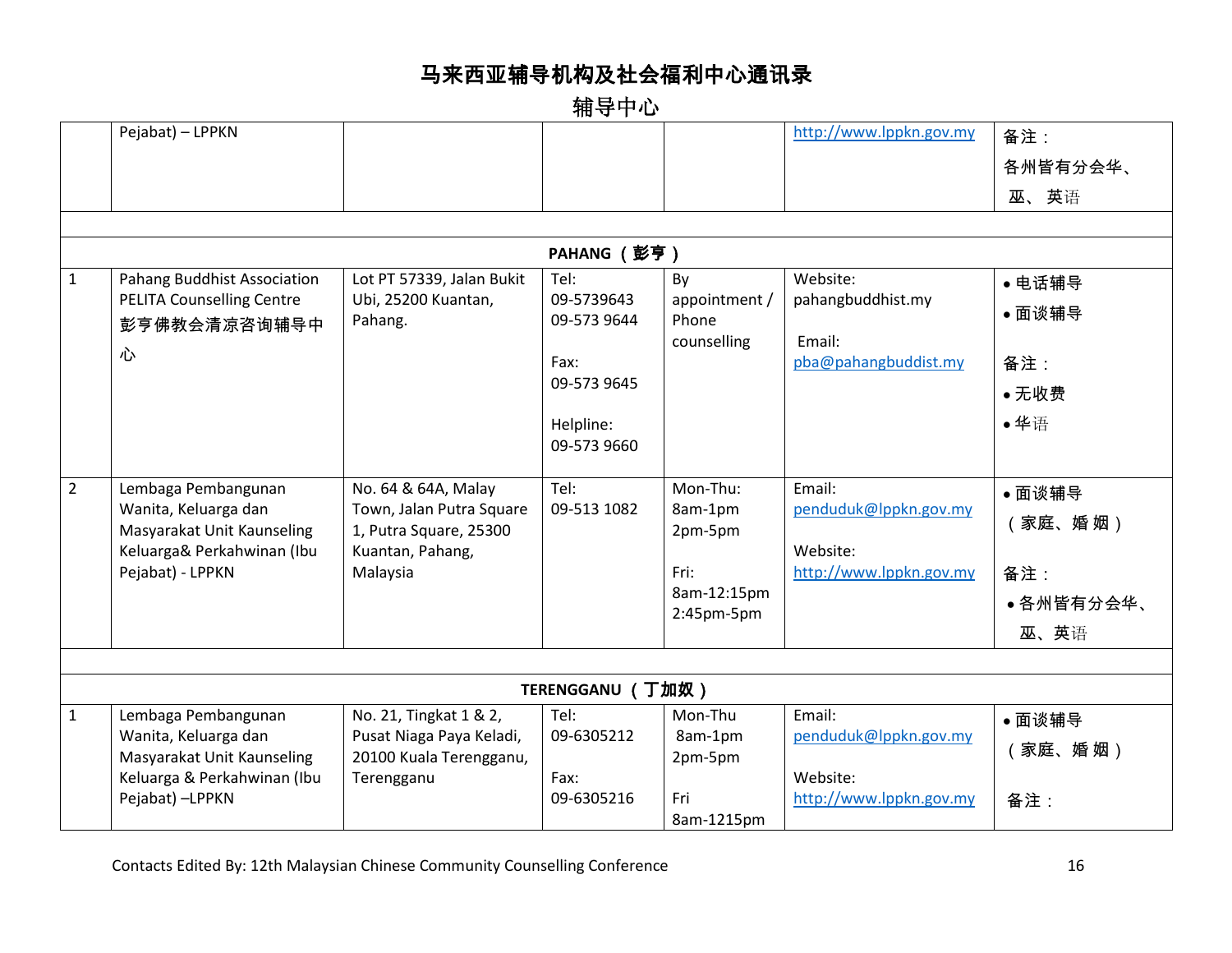# 马来西亚辅导机构及社会福利中心通讯录

## 辅导中心

| | | | | | | |
|---|---|---|---|---|---|---|
| | Pejabat) – LPPKN | | | | http://www.lppkn.gov.my | 备注：<br>各州皆有分会华、巫、英语 |
| | | | | | | |
| **PAHANG（彭亨）** | | | | | | |
| 1 | Pahang Buddhist Association PELITA Counselling Centre<br>彭亨佛教会清凉咨询辅导中心 | Lot PT 57339, Jalan Bukit Ubi, 25200 Kuantan, Pahang. | Tel:<br>09-5739643<br>09-573 9644<br><br>Fax:<br>09-573 9645<br><br>Helpline:<br>09-573 9660 | By appointment / Phone counselling | Website:<br>pahangbuddhist.my<br><br>Email:<br>pba@pahangbuddist.my | • 电话辅导<br>• 面谈辅导<br><br>备注：<br>• 无收费<br>• 华语 |
| 2 | Lembaga Pembangunan Wanita, Keluarga dan Masyarakat Unit Kaunseling Keluarga& Perkahwinan (Ibu Pejabat) - LPPKN | No. 64 & 64A, Malay Town, Jalan Putra Square 1, Putra Square, 25300 Kuantan, Pahang, Malaysia | Tel:<br>09-513 1082 | Mon-Thu:<br>8am-1pm<br>2pm-5pm<br><br>Fri:<br>8am-12:15pm<br>2:45pm-5pm | Email:<br>penduduk@lppkn.gov.my<br><br>Website:<br>http://www.lppkn.gov.my | • 面谈辅导（家庭、婚姻）<br><br>备注：<br>• 各州皆有分会华、巫、英语 |
| | | | | | | |
| **TERENGGANU（丁加奴）** | | | | | | |
| 1 | Lembaga Pembangunan Wanita, Keluarga dan Masyarakat Unit Kaunseling Keluarga & Perkahwinan (Ibu Pejabat) –LPPKN | No. 21, Tingkat 1 & 2, Pusat Niaga Paya Keladi, 20100 Kuala Terengganu, Terengganu | Tel:<br>09-6305212<br><br>Fax:<br>09-6305216 | Mon-Thu<br>8am-1pm<br>2pm-5pm<br><br>Fri<br>8am-1215pm | Email:<br>penduduk@lppkn.gov.my<br><br>Website:<br>http://www.lppkn.gov.my | • 面谈辅导（家庭、婚姻）<br><br>备注： |

Contacts Edited By: 12th Malaysian Chinese Community Counselling Conference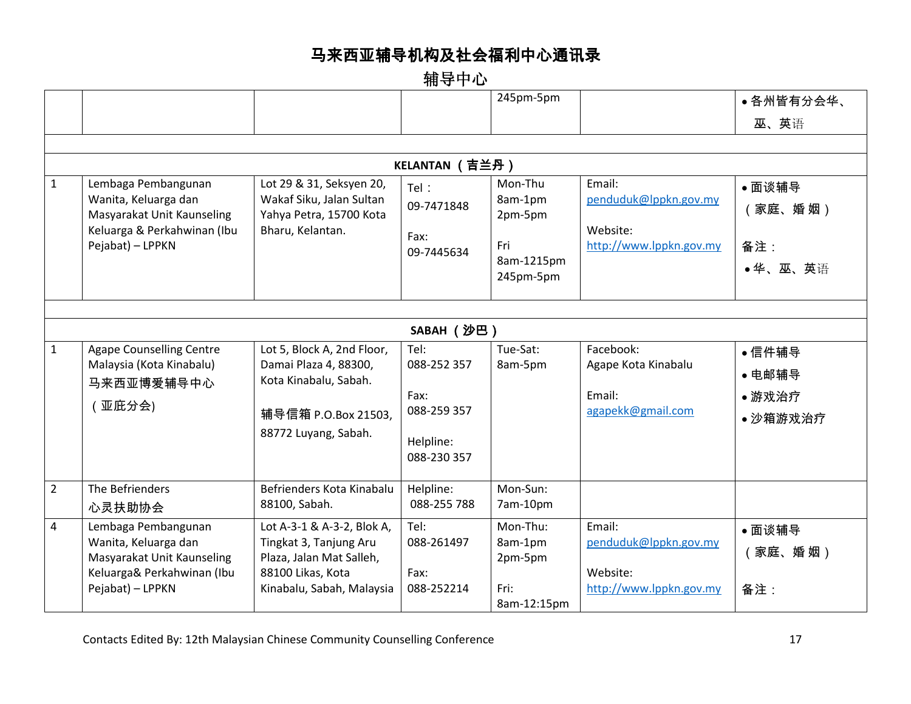# 马来西亚辅导机构及社会福利中心通讯录

## 辅导中心

| | | | | | | |
|---|---|---|---|---|---|---|
| | | | | 245pm-5pm | | • 各州皆有分会华、巫、英语 |
| | | | | | | |
| **KELANTAN （吉兰丹）** | | | | | | |
| 1 | Lembaga Pembangunan Wanita, Keluarga dan Masyarakat Unit Kaunseling Keluarga & Perkahwinan (Ibu Pejabat) – LPPKN | Lot 29 & 31, Seksyen 20, Wakaf Siku, Jalan Sultan Yahya Petra, 15700 Kota Bharu, Kelantan. | Tel：<br>09-7471848<br><br>Fax:<br>09-7445634 | Mon-Thu<br>8am-1pm<br>2pm-5pm<br><br>Fri<br>8am-1215pm<br>245pm-5pm | Email:<br>penduduk@lppkn.gov.my<br><br>Website:<br>http://www.lppkn.gov.my | • 面谈辅导（家庭、婚姻）<br><br>备注：<br>• 华、巫、英语 |
| | | | | | | |
| **SABAH（沙巴）** | | | | | | |
| 1 | Agape Counselling Centre Malaysia (Kota Kinabalu)<br>马来西亚博爱辅导中心<br>（亚庇分会) | Lot 5, Block A, 2nd Floor, Damai Plaza 4, 88300, Kota Kinabalu, Sabah.<br><br>辅导信箱 P.O.Box 21503, 88772 Luyang, Sabah. | Tel:<br>088-252 357<br><br>Fax:<br>088-259 357<br><br>Helpline:<br>088-230 357 | Tue-Sat:<br>8am-5pm | Facebook:<br>Agape Kota Kinabalu<br><br>Email:<br>agapekk@gmail.com | • 信件辅导<br>• 电邮辅导<br>• 游戏治疗<br>• 沙箱游戏治疗 |
| 2 | The Befrienders<br>心灵扶助协会 | Befrienders Kota Kinabalu 88100, Sabah. | Helpline:<br>088-255 788 | Mon-Sun:<br>7am-10pm | | |
| 4 | Lembaga Pembangunan Wanita, Keluarga dan Masyarakat Unit Kaunseling Keluarga& Perkahwinan (Ibu Pejabat) – LPPKN | Lot A-3-1 & A-3-2, Blok A, Tingkat 3, Tanjung Aru Plaza, Jalan Mat Salleh, 88100 Likas, Kota Kinabalu, Sabah, Malaysia | Tel:<br>088-261497<br><br>Fax:<br>088-252214 | Mon-Thu:<br>8am-1pm<br>2pm-5pm<br><br>Fri:<br>8am-12:15pm | Email:<br>penduduk@lppkn.gov.my<br><br>Website:<br>http://www.lppkn.gov.my | • 面谈辅导（家庭、婚姻）<br><br>备注： |

Contacts Edited By: 12th Malaysian Chinese Community Counselling Conference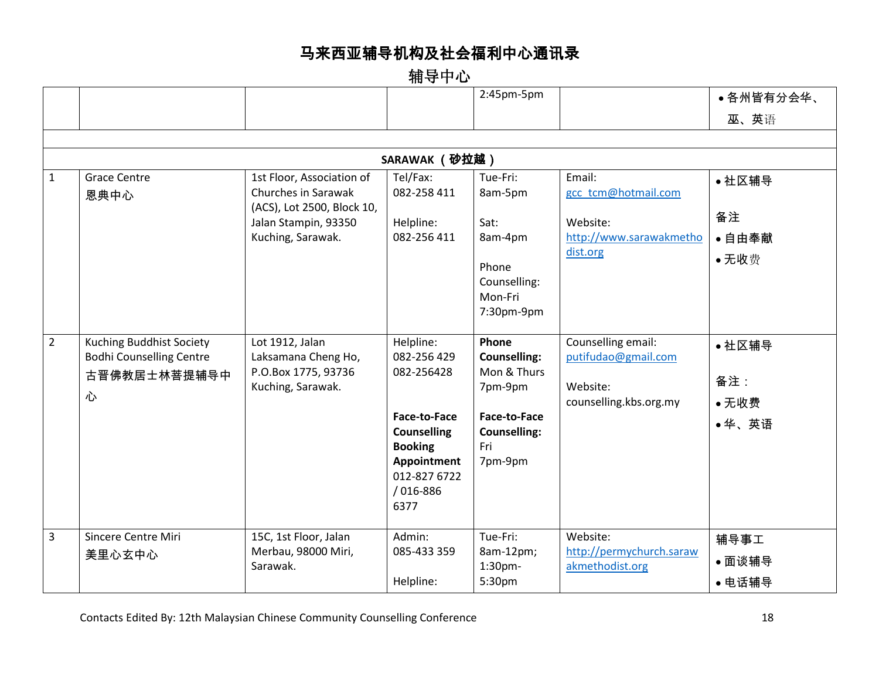# 马来西亚辅导机构及社会福利中心通讯录

## 辅导中心

| | | | | | | |
|---|---|---|---|---|---|---|
| | | | | 2:45pm-5pm | | • 各州皆有分会华、巫、英语 |
| | | | | | | |
| **SARAWAK（砂拉越）** | | | | | | |
| 1 | Grace Centre<br>恩典中心 | 1st Floor, Association of Churches in Sarawak (ACS), Lot 2500, Block 10, Jalan Stampin, 93350 Kuching, Sarawak. | Tel/Fax:<br>082-258 411<br><br>Helpline:<br>082-256 411 | Tue-Fri:<br>8am-5pm<br><br>Sat:<br>8am-4pm<br><br>Phone Counselling:<br>Mon-Fri<br>7:30pm-9pm | Email:<br>gcc_tcm@hotmail.com<br><br>Website:<br>http://www.sarawakmethodist.org | • 社区辅导<br><br>备注<br>• 自由奉献<br>• 无收费 |
| 2 | Kuching Buddhist Society Bodhi Counselling Centre<br>古晋佛教居士林菩提辅导中心 | Lot 1912, Jalan Laksamana Cheng Ho, P.O.Box 1775, 93736 Kuching, Sarawak. | Helpline:<br>082-256 429<br>082-256428<br><br>**Face-to-Face Counselling Booking Appointment**<br>012-827 6722 / 016-886 6377 | **Phone Counselling:**<br>Mon & Thurs<br>7pm-9pm<br><br>**Face-to-Face Counselling:**<br>Fri<br>7pm-9pm | Counselling email:<br>putifudao@gmail.com<br><br>Website:<br>counselling.kbs.org.my | • 社区辅导<br><br>备注：<br>• 无收费<br>• 华、英语 |
| 3 | Sincere Centre Miri<br>美里心玄中心 | 15C, 1st Floor, Jalan Merbau, 98000 Miri, Sarawak. | Admin:<br>085-433 359<br><br>Helpline: | Tue-Fri:<br>8am-12pm;<br>1:30pm-5:30pm | Website:<br>http://permychurch.sarawakmethodist.org | 辅导事工<br>• 面谈辅导<br>• 电话辅导 |

Contacts Edited By: 12th Malaysian Chinese Community Counselling Conference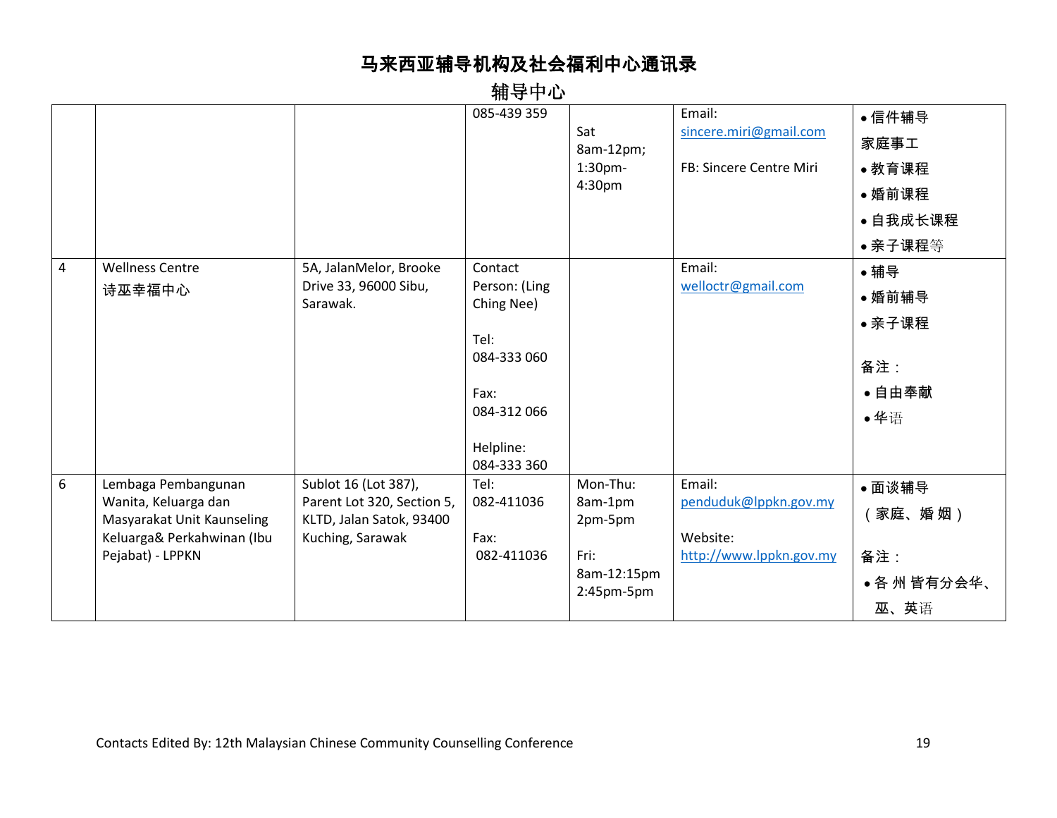# 马来西亚辅导机构及社会福利中心通讯录

## 辅导中心

| | | | | | | |
|---|---|---|---|---|---|---|
| | | | 085-439 359 | Sat<br>8am-12pm;<br>1:30pm-<br>4:30pm | Email:<br>sincere.miri@gmail.com<br><br>FB: Sincere Centre Miri | • 信件辅导<br>家庭事工<br>• 教育课程<br>• 婚前课程<br>• 自我成长课程<br>• 亲子课程等 |
| 4 | Wellness Centre<br>诗巫幸福中心 | 5A, JalanMelor, Brooke Drive 33, 96000 Sibu, Sarawak. | Contact Person: (Ling Ching Nee)<br><br>Tel:<br>084-333 060<br><br>Fax:<br>084-312 066<br><br>Helpline:<br>084-333 360 | | Email:<br>welloctr@gmail.com | • 辅导<br>• 婚前辅导<br>• 亲子课程<br><br>备注：<br>• 自由奉献<br>• 华语 |
| 6 | Lembaga Pembangunan Wanita, Keluarga dan Masyarakat Unit Kaunseling Keluarga& Perkahwinan (Ibu Pejabat) - LPPKN | Sublot 16 (Lot 387), Parent Lot 320, Section 5, KLTD, Jalan Satok, 93400 Kuching, Sarawak | Tel:<br>082-411036<br><br>Fax:<br>082-411036 | Mon-Thu:<br>8am-1pm<br>2pm-5pm<br><br>Fri:<br>8am-12:15pm<br>2:45pm-5pm | Email:<br>penduduk@lppkn.gov.my<br><br>Website:<br>http://www.lppkn.gov.my | • 面谈辅导<br>（家庭、婚姻）<br><br>备注：<br>• 各州皆有分会华、巫、英语 |

Contacts Edited By: 12th Malaysian Chinese Community Counselling Conference